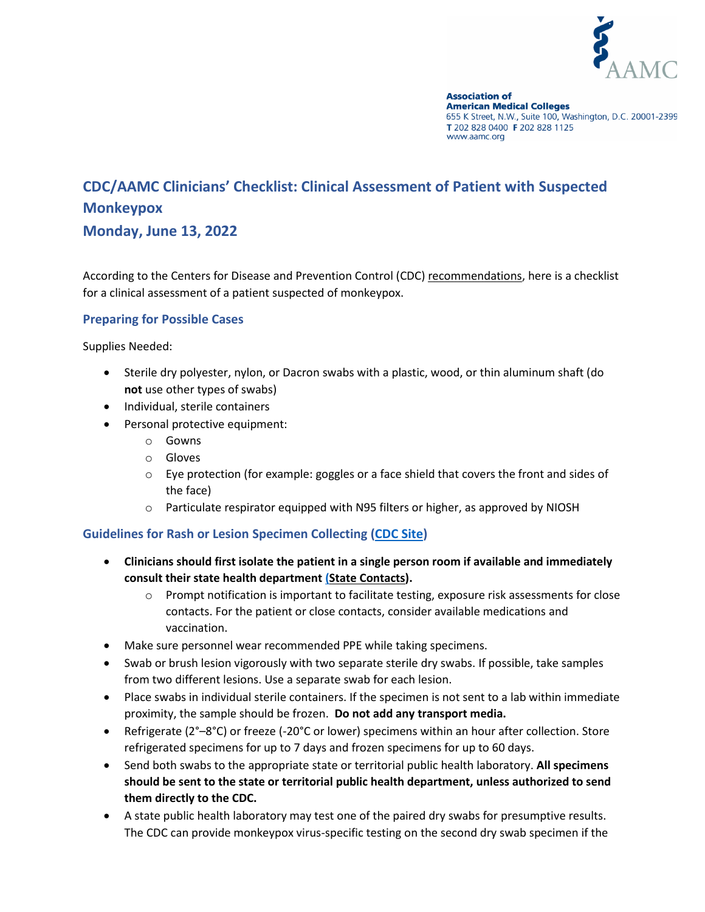Association of
American Medical Colleges
655 K Street, N.W., Suite 100, Washington, D.C. 20001-2399
T 202 828 0400 F 202 828 1125
www.aamc.org

# CDC/AAMC Clinicians' Checklist: Clinical Assessment of Patient with Suspected Monkeypox

## Monday, June 13, 2022

According to the Centers for Disease and Prevention Control (CDC) recommendations, here is a checklist for a clinical assessment of a patient suspected of monkeypox.

### Preparing for Possible Cases

Supplies Needed:

- Sterile dry polyester, nylon, or Dacron swabs with a plastic, wood, or thin aluminum shaft (do **not** use other types of swabs)
- Individual, sterile containers
- Personal protective equipment:
  - Gowns
  - Gloves
  - Eye protection (for example: goggles or a face shield that covers the front and sides of the face)
  - Particulate respirator equipped with N95 filters or higher, as approved by NIOSH

### Guidelines for Rash or Lesion Specimen Collecting (CDC Site)

- **Clinicians should first isolate the patient in a single person room if available and immediately consult their state health department (State Contacts).**
  - Prompt notification is important to facilitate testing, exposure risk assessments for close contacts. For the patient or close contacts, consider available medications and vaccination.
- Make sure personnel wear recommended PPE while taking specimens.
- Swab or brush lesion vigorously with two separate sterile dry swabs. If possible, take samples from two different lesions. Use a separate swab for each lesion.
- Place swabs in individual sterile containers. If the specimen is not sent to a lab within immediate proximity, the sample should be frozen. **Do not add any transport media.**
- Refrigerate (2°–8°C) or freeze (-20°C or lower) specimens within an hour after collection. Store refrigerated specimens for up to 7 days and frozen specimens for up to 60 days.
- Send both swabs to the appropriate state or territorial public health laboratory. **All specimens should be sent to the state or territorial public health department, unless authorized to send them directly to the CDC.**
- A state public health laboratory may test one of the paired dry swabs for presumptive results. The CDC can provide monkeypox virus-specific testing on the second dry swab specimen if the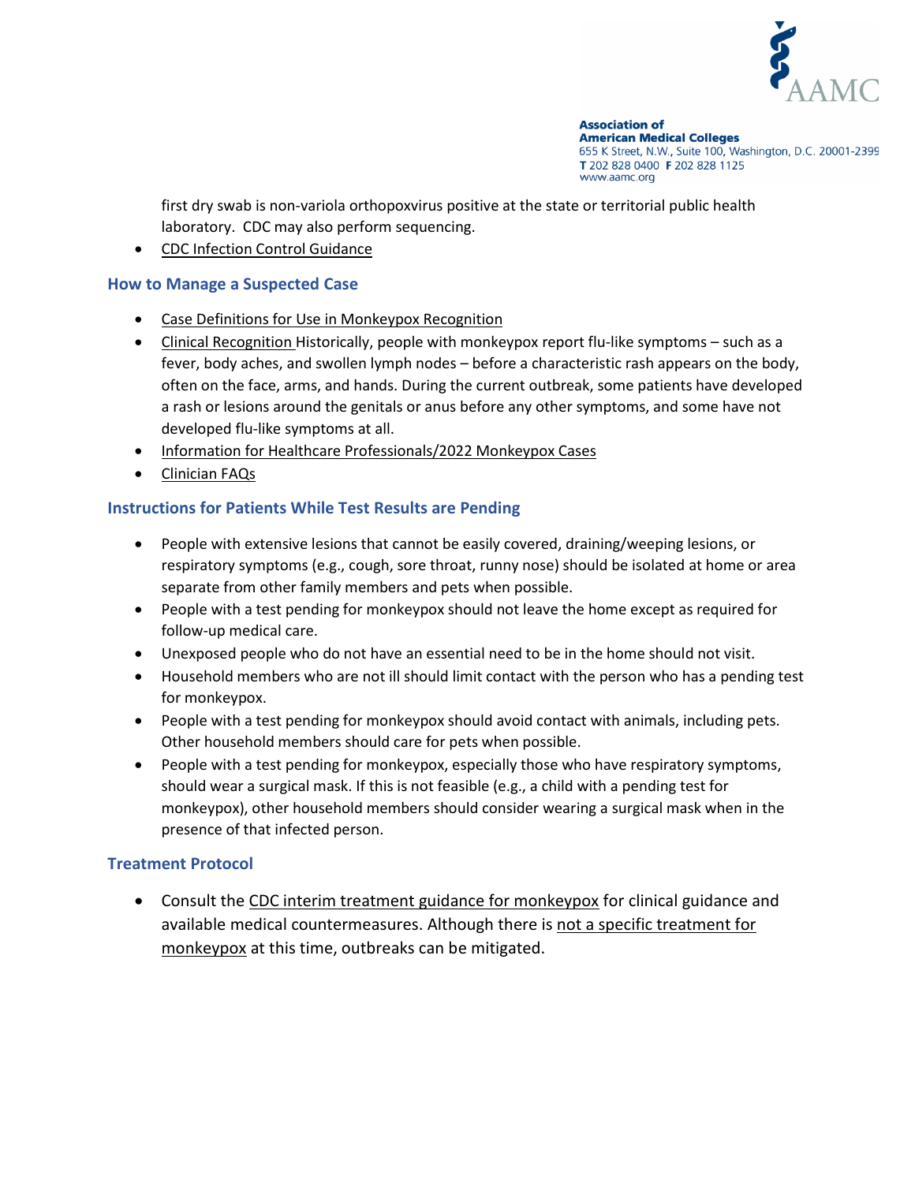first dry swab is non-variola orthopoxvirus positive at the state or territorial public health laboratory. CDC may also perform sequencing.

- CDC Infection Control Guidance

### How to Manage a Suspected Case

- Case Definitions for Use in Monkeypox Recognition
- Clinical Recognition Historically, people with monkeypox report flu-like symptoms – such as a fever, body aches, and swollen lymph nodes – before a characteristic rash appears on the body, often on the face, arms, and hands. During the current outbreak, some patients have developed a rash or lesions around the genitals or anus before any other symptoms, and some have not developed flu-like symptoms at all.
- Information for Healthcare Professionals/2022 Monkeypox Cases
- Clinician FAQs

### Instructions for Patients While Test Results are Pending

- People with extensive lesions that cannot be easily covered, draining/weeping lesions, or respiratory symptoms (e.g., cough, sore throat, runny nose) should be isolated at home or area separate from other family members and pets when possible.
- People with a test pending for monkeypox should not leave the home except as required for follow-up medical care.
- Unexposed people who do not have an essential need to be in the home should not visit.
- Household members who are not ill should limit contact with the person who has a pending test for monkeypox.
- People with a test pending for monkeypox should avoid contact with animals, including pets. Other household members should care for pets when possible.
- People with a test pending for monkeypox, especially those who have respiratory symptoms, should wear a surgical mask. If this is not feasible (e.g., a child with a pending test for monkeypox), other household members should consider wearing a surgical mask when in the presence of that infected person.

### Treatment Protocol

- Consult the CDC interim treatment guidance for monkeypox for clinical guidance and available medical countermeasures. Although there is not a specific treatment for monkeypox at this time, outbreaks can be mitigated.